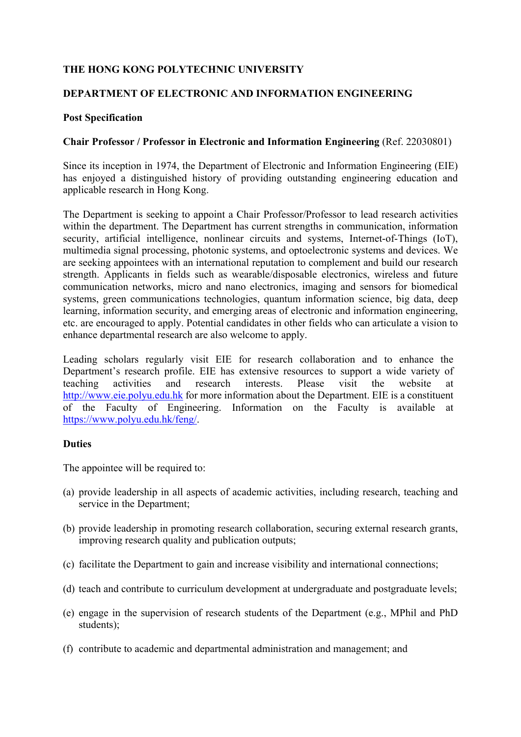**THE HONG KONG POLYTECHNIC UNIVERSITY**

**DEPARTMENT OF ELECTRONIC AND INFORMATION ENGINEERING**

**Post Specification**

**Chair Professor / Professor in Electronic and Information Engineering** (Ref. 22030801)

Since its inception in 1974, the Department of Electronic and Information Engineering (EIE) has enjoyed a distinguished history of providing outstanding engineering education and applicable research in Hong Kong.

The Department is seeking to appoint a Chair Professor/Professor to lead research activities within the department. The Department has current strengths in communication, information security, artificial intelligence, nonlinear circuits and systems, Internet-of-Things (IoT), multimedia signal processing, photonic systems, and optoelectronic systems and devices. We are seeking appointees with an international reputation to complement and build our research strength. Applicants in fields such as wearable/disposable electronics, wireless and future communication networks, micro and nano electronics, imaging and sensors for biomedical systems, green communications technologies, quantum information science, big data, deep learning, information security, and emerging areas of electronic and information engineering, etc. are encouraged to apply. Potential candidates in other fields who can articulate a vision to enhance departmental research are also welcome to apply.

Leading scholars regularly visit EIE for research collaboration and to enhance the Department's research profile. EIE has extensive resources to support a wide variety of teaching activities and research interests. Please visit the website at http://www.eie.polyu.edu.hk for more information about the Department. EIE is a constituent of the Faculty of Engineering. Information on the Faculty is available at https://www.polyu.edu.hk/feng/.

**Duties**

The appointee will be required to:

(a) provide leadership in all aspects of academic activities, including research, teaching and service in the Department;

(b) provide leadership in promoting research collaboration, securing external research grants, improving research quality and publication outputs;

(c) facilitate the Department to gain and increase visibility and international connections;

(d) teach and contribute to curriculum development at undergraduate and postgraduate levels;

(e) engage in the supervision of research students of the Department (e.g., MPhil and PhD students);

(f) contribute to academic and departmental administration and management; and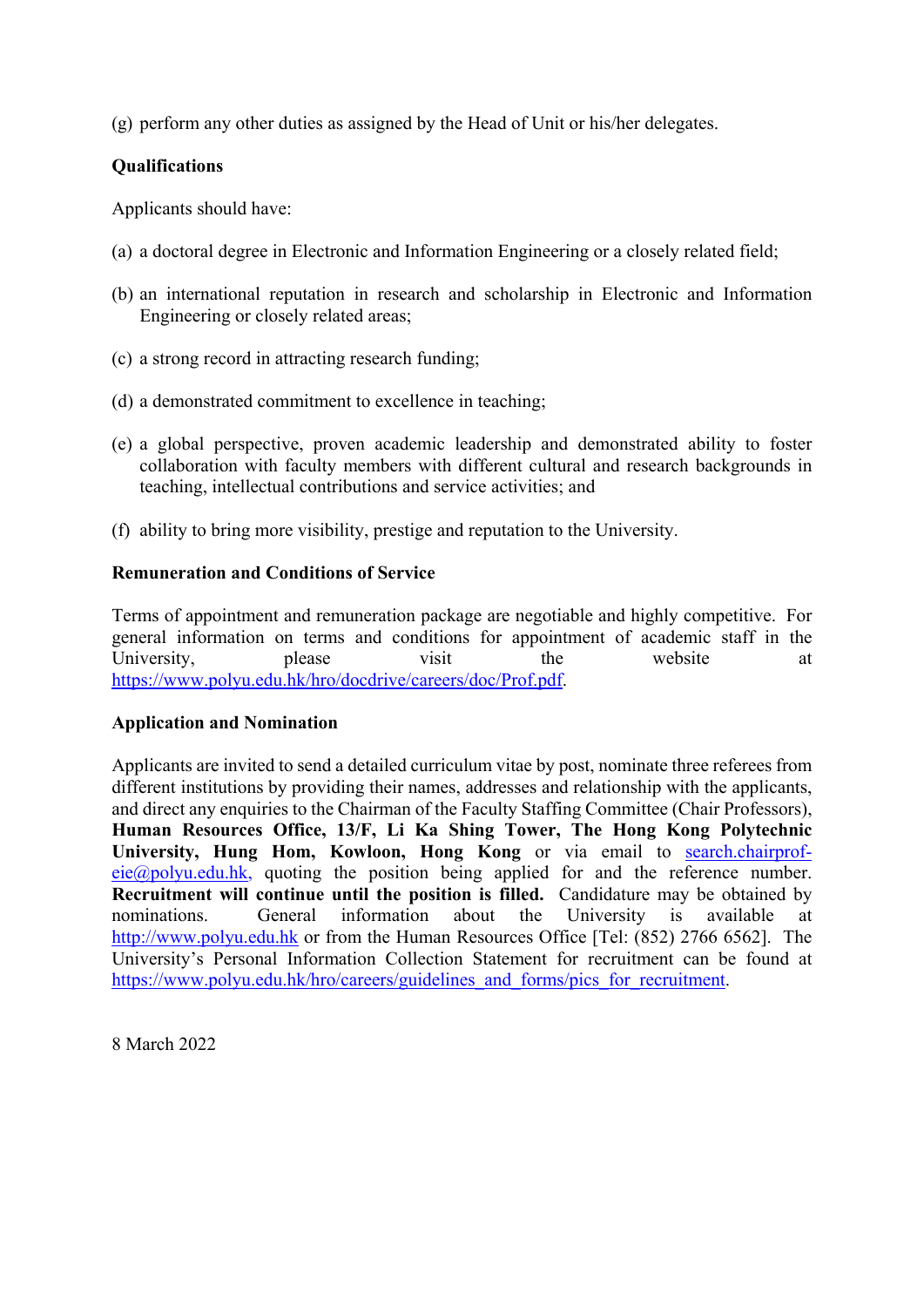(g) perform any other duties as assigned by the Head of Unit or his/her delegates.

**Qualifications**

Applicants should have:

(a) a doctoral degree in Electronic and Information Engineering or a closely related field;

(b) an international reputation in research and scholarship in Electronic and Information Engineering or closely related areas;

(c) a strong record in attracting research funding;

(d) a demonstrated commitment to excellence in teaching;

(e) a global perspective, proven academic leadership and demonstrated ability to foster collaboration with faculty members with different cultural and research backgrounds in teaching, intellectual contributions and service activities; and

(f) ability to bring more visibility, prestige and reputation to the University.

**Remuneration and Conditions of Service**

Terms of appointment and remuneration package are negotiable and highly competitive. For general information on terms and conditions for appointment of academic staff in the University, please visit the website at https://www.polyu.edu.hk/hro/docdrive/careers/doc/Prof.pdf.

**Application and Nomination**

Applicants are invited to send a detailed curriculum vitae by post, nominate three referees from different institutions by providing their names, addresses and relationship with the applicants, and direct any enquiries to the Chairman of the Faculty Staffing Committee (Chair Professors), **Human Resources Office, 13/F, Li Ka Shing Tower, The Hong Kong Polytechnic University, Hung Hom, Kowloon, Hong Kong** or via email to search.chairprof-eie@polyu.edu.hk, quoting the position being applied for and the reference number. **Recruitment will continue until the position is filled.** Candidature may be obtained by nominations. General information about the University is available at http://www.polyu.edu.hk or from the Human Resources Office [Tel: (852) 2766 6562]. The University's Personal Information Collection Statement for recruitment can be found at https://www.polyu.edu.hk/hro/careers/guidelines_and_forms/pics_for_recruitment.

8 March 2022